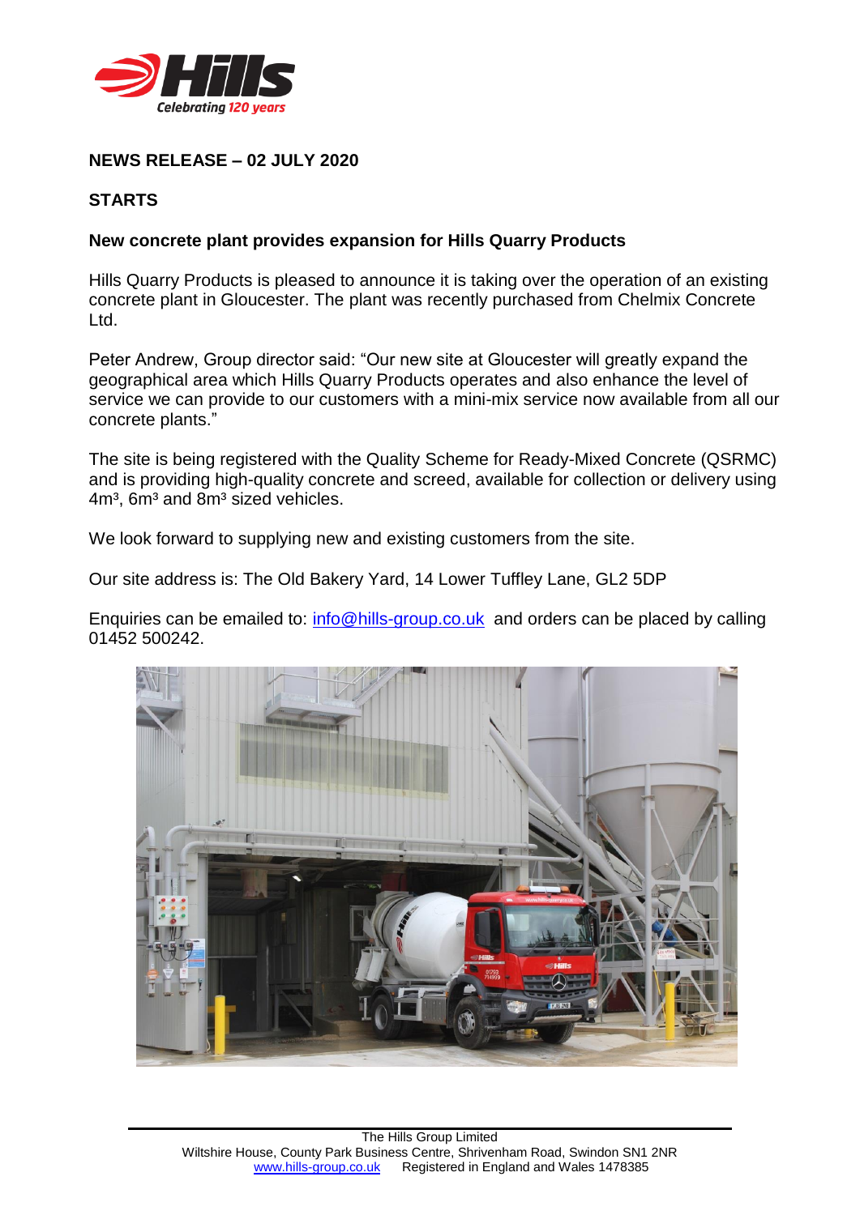**NEWS RELEASE – 02 JULY 2020**

**STARTS**

**New concrete plant provides expansion for Hills Quarry Products**

Hills Quarry Products is pleased to announce it is taking over the operation of an existing concrete plant in Gloucester. The plant was recently purchased from Chelmix Concrete Ltd.

Peter Andrew, Group director said: "Our new site at Gloucester will greatly expand the geographical area which Hills Quarry Products operates and also enhance the level of service we can provide to our customers with a mini-mix service now available from all our concrete plants."

The site is being registered with the Quality Scheme for Ready-Mixed Concrete (QSRMC) and is providing high-quality concrete and screed, available for collection or delivery using $4m^3$, $6m^3$ and $8m^3$ sized vehicles.

We look forward to supplying new and existing customers from the site.

Our site address is: The Old Bakery Yard, 14 Lower Tuffley Lane, GL2 5DP

Enquiries can be emailed to: info@hills-group.co.uk and orders can be placed by calling 01452 500242.

The Hills Group Limited
Wiltshire House, County Park Business Centre, Shrivenham Road, Swindon SN1 2NR
www.hills-group.co.uk Registered in England and Wales 1478385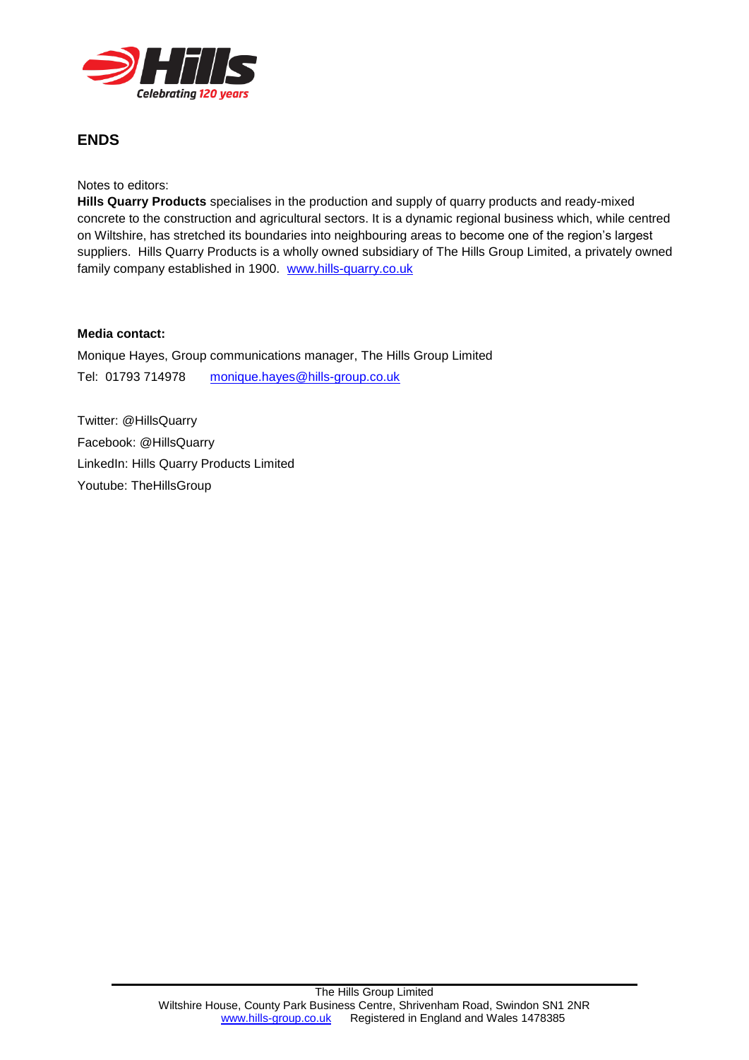## ENDS

Notes to editors:

**Hills Quarry Products** specialises in the production and supply of quarry products and ready-mixed concrete to the construction and agricultural sectors. It is a dynamic regional business which, while centred on Wiltshire, has stretched its boundaries into neighbouring areas to become one of the region's largest suppliers. Hills Quarry Products is a wholly owned subsidiary of The Hills Group Limited, a privately owned family company established in 1900. www.hills-quarry.co.uk

**Media contact:**

Monique Hayes, Group communications manager, The Hills Group Limited

Tel: 01793 714978 monique.hayes@hills-group.co.uk

Twitter: @HillsQuarry

Facebook: @HillsQuarry

LinkedIn: Hills Quarry Products Limited

Youtube: TheHillsGroup